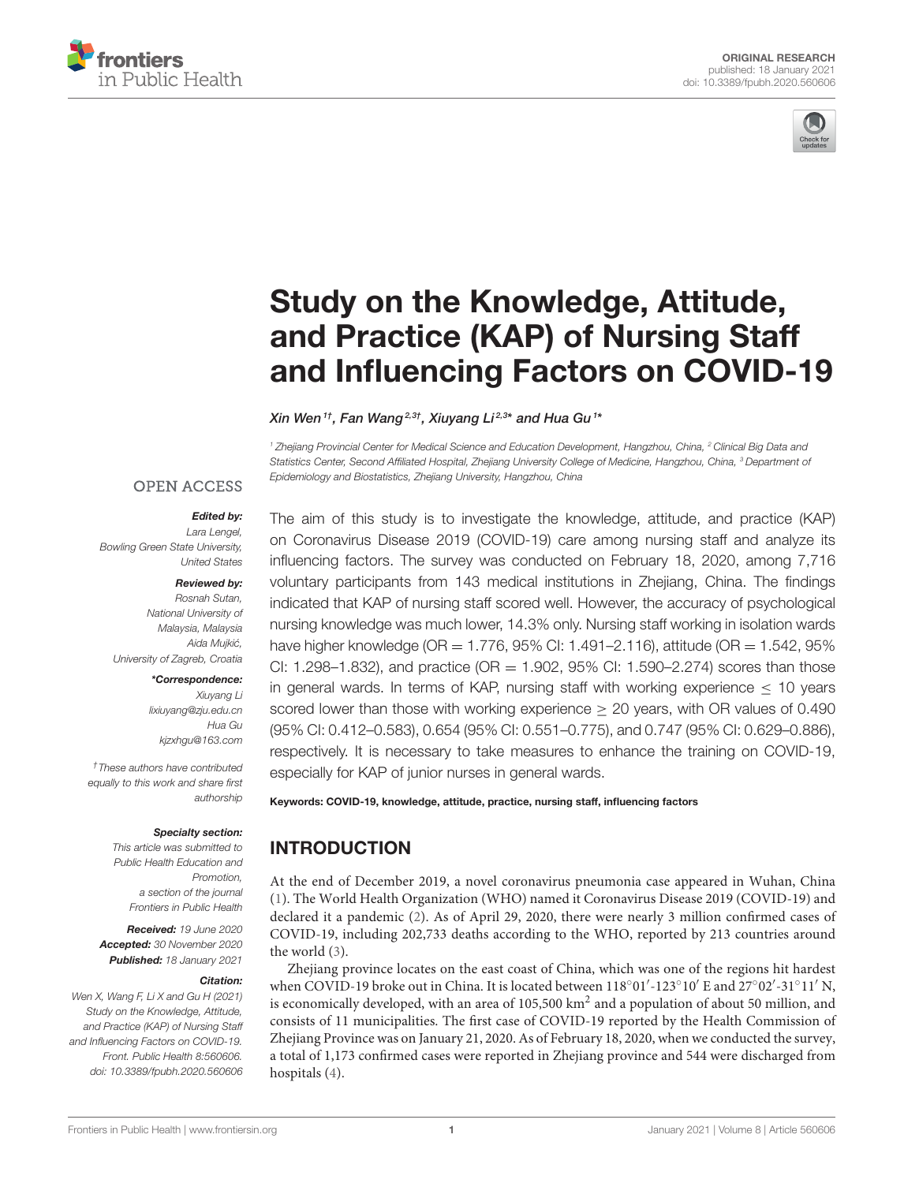ORIGINAL RESEARCH
published: 18 January 2021
doi: 10.3389/fpubh.2020.560606

# Study on the Knowledge, Attitude, and Practice (KAP) of Nursing Staff and Influencing Factors on COVID-19

*Xin Wen[1†], Fan Wang[2,3†], Xiuyang Li[2,3*] and Hua Gu[1*]*

[1] Zhejiang Provincial Center for Medical Science and Education Development, Hangzhou, China, [2] Clinical Big Data and Statistics Center, Second Affiliated Hospital, Zhejiang University College of Medicine, Hangzhou, China, [3] Department of Epidemiology and Biostatistics, Zhejiang University, Hangzhou, China

OPEN ACCESS

***Edited by:***
Lara Lengel,
Bowling Green State University,
United States

***Reviewed by:***
Rosnah Sutan,
National University of
Malaysia, Malaysia
Aida Mujkić,
University of Zagreb, Croatia

***\*Correspondence:***
Xiuyang Li
lixiuyang@zju.edu.cn
Hua Gu
kjzxhgu@163.com

*†These authors have contributed equally to this work and share first authorship*

***Specialty section:***
*This article was submitted to Public Health Education and Promotion, a section of the journal Frontiers in Public Health*

***Received:*** *19 June 2020*
***Accepted:*** *30 November 2020*
***Published:*** *18 January 2021*

***Citation:***
*Wen X, Wang F, Li X and Gu H (2021) Study on the Knowledge, Attitude, and Practice (KAP) of Nursing Staff and Influencing Factors on COVID-19. Front. Public Health 8:560606. doi: 10.3389/fpubh.2020.560606*

The aim of this study is to investigate the knowledge, attitude, and practice (KAP) on Coronavirus Disease 2019 (COVID-19) care among nursing staff and analyze its influencing factors. The survey was conducted on February 18, 2020, among 7,716 voluntary participants from 143 medical institutions in Zhejiang, China. The findings indicated that KAP of nursing staff scored well. However, the accuracy of psychological nursing knowledge was much lower, 14.3% only. Nursing staff working in isolation wards have higher knowledge (OR = 1.776, 95% CI: 1.491–2.116), attitude (OR = 1.542, 95% CI: 1.298–1.832), and practice (OR = 1.902, 95% CI: 1.590–2.274) scores than those in general wards. In terms of KAP, nursing staff with working experience $\leq$ 10 years scored lower than those with working experience $\geq$ 20 years, with OR values of 0.490 (95% CI: 0.412–0.583), 0.654 (95% CI: 0.551–0.775), and 0.747 (95% CI: 0.629–0.886), respectively. It is necessary to take measures to enhance the training on COVID-19, especially for KAP of junior nurses in general wards.

**Keywords: COVID-19, knowledge, attitude, practice, nursing staff, influencing factors**

## INTRODUCTION

At the end of December 2019, a novel coronavirus pneumonia case appeared in Wuhan, China (1). The World Health Organization (WHO) named it Coronavirus Disease 2019 (COVID-19) and declared it a pandemic (2). As of April 29, 2020, there were nearly 3 million confirmed cases of COVID-19, including 202,733 deaths according to the WHO, reported by 213 countries around the world (3).

Zhejiang province locates on the east coast of China, which was one of the regions hit hardest when COVID-19 broke out in China. It is located between 118°01′-123°10′ E and 27°02′-31°11′ N, is economically developed, with an area of 105,500 km$^2$ and a population of about 50 million, and consists of 11 municipalities. The first case of COVID-19 reported by the Health Commission of Zhejiang Province was on January 21, 2020. As of February 18, 2020, when we conducted the survey, a total of 1,173 confirmed cases were reported in Zhejiang province and 544 were discharged from hospitals (4).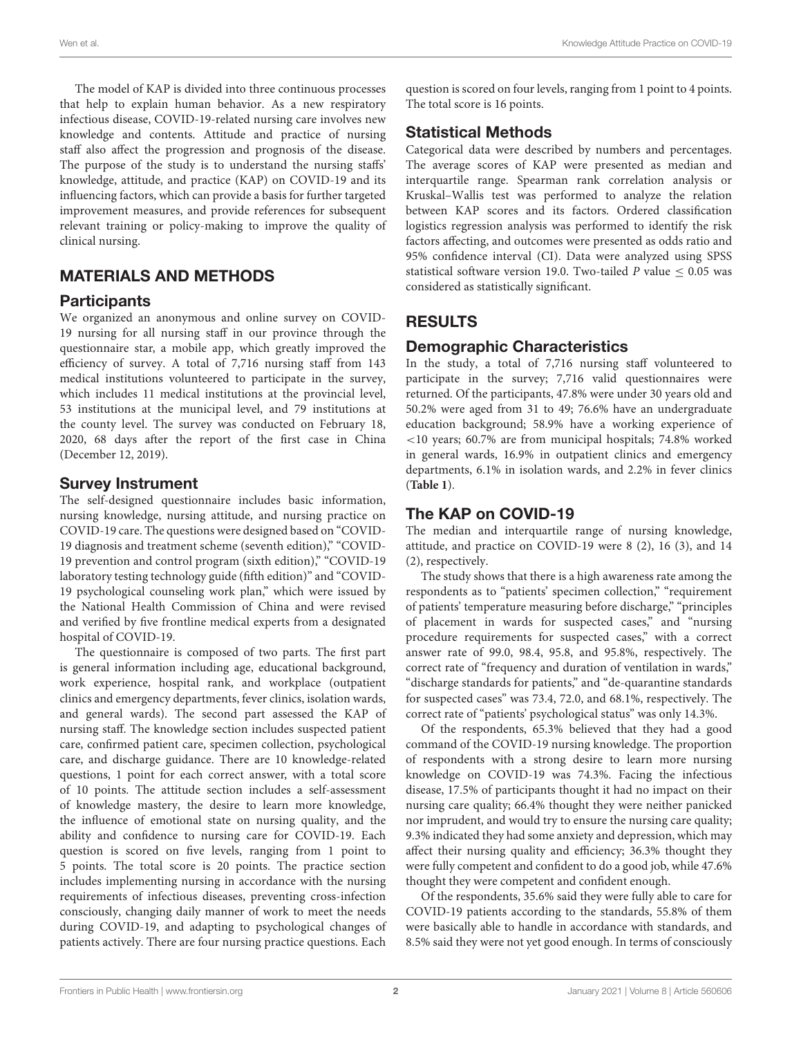The model of KAP is divided into three continuous processes that help to explain human behavior. As a new respiratory infectious disease, COVID-19-related nursing care involves new knowledge and contents. Attitude and practice of nursing staff also affect the progression and prognosis of the disease. The purpose of the study is to understand the nursing staffs' knowledge, attitude, and practice (KAP) on COVID-19 and its influencing factors, which can provide a basis for further targeted improvement measures, and provide references for subsequent relevant training or policy-making to improve the quality of clinical nursing.

## MATERIALS AND METHODS

### Participants

We organized an anonymous and online survey on COVID-19 nursing for all nursing staff in our province through the questionnaire star, a mobile app, which greatly improved the efficiency of survey. A total of 7,716 nursing staff from 143 medical institutions volunteered to participate in the survey, which includes 11 medical institutions at the provincial level, 53 institutions at the municipal level, and 79 institutions at the county level. The survey was conducted on February 18, 2020, 68 days after the report of the first case in China (December 12, 2019).

### Survey Instrument

The self-designed questionnaire includes basic information, nursing knowledge, nursing attitude, and nursing practice on COVID-19 care. The questions were designed based on "COVID-19 diagnosis and treatment scheme (seventh edition)," "COVID-19 prevention and control program (sixth edition)," "COVID-19 laboratory testing technology guide (fifth edition)" and "COVID-19 psychological counseling work plan," which were issued by the National Health Commission of China and were revised and verified by five frontline medical experts from a designated hospital of COVID-19.

The questionnaire is composed of two parts. The first part is general information including age, educational background, work experience, hospital rank, and workplace (outpatient clinics and emergency departments, fever clinics, isolation wards, and general wards). The second part assessed the KAP of nursing staff. The knowledge section includes suspected patient care, confirmed patient care, specimen collection, psychological care, and discharge guidance. There are 10 knowledge-related questions, 1 point for each correct answer, with a total score of 10 points. The attitude section includes a self-assessment of knowledge mastery, the desire to learn more knowledge, the influence of emotional state on nursing quality, and the ability and confidence to nursing care for COVID-19. Each question is scored on five levels, ranging from 1 point to 5 points. The total score is 20 points. The practice section includes implementing nursing in accordance with the nursing requirements of infectious diseases, preventing cross-infection consciously, changing daily manner of work to meet the needs during COVID-19, and adapting to psychological changes of patients actively. There are four nursing practice questions. Each question is scored on four levels, ranging from 1 point to 4 points. The total score is 16 points.

### Statistical Methods

Categorical data were described by numbers and percentages. The average scores of KAP were presented as median and interquartile range. Spearman rank correlation analysis or Kruskal–Wallis test was performed to analyze the relation between KAP scores and its factors. Ordered classification logistics regression analysis was performed to identify the risk factors affecting, and outcomes were presented as odds ratio and 95% confidence interval (CI). Data were analyzed using SPSS statistical software version 19.0. Two-tailed $P$ value $\leq 0.05$ was considered as statistically significant.

## RESULTS

### Demographic Characteristics

In the study, a total of 7,716 nursing staff volunteered to participate in the survey; 7,716 valid questionnaires were returned. Of the participants, 47.8% were under 30 years old and 50.2% were aged from 31 to 49; 76.6% have an undergraduate education background; 58.9% have a working experience of <10 years; 60.7% are from municipal hospitals; 74.8% worked in general wards, 16.9% in outpatient clinics and emergency departments, 6.1% in isolation wards, and 2.2% in fever clinics (**Table 1**).

### The KAP on COVID-19

The median and interquartile range of nursing knowledge, attitude, and practice on COVID-19 were 8 (2), 16 (3), and 14 (2), respectively.

The study shows that there is a high awareness rate among the respondents as to "patients' specimen collection," "requirement of patients' temperature measuring before discharge," "principles of placement in wards for suspected cases," and "nursing procedure requirements for suspected cases," with a correct answer rate of 99.0, 98.4, 95.8, and 95.8%, respectively. The correct rate of "frequency and duration of ventilation in wards," "discharge standards for patients," and "de-quarantine standards for suspected cases" was 73.4, 72.0, and 68.1%, respectively. The correct rate of "patients' psychological status" was only 14.3%.

Of the respondents, 65.3% believed that they had a good command of the COVID-19 nursing knowledge. The proportion of respondents with a strong desire to learn more nursing knowledge on COVID-19 was 74.3%. Facing the infectious disease, 17.5% of participants thought it had no impact on their nursing care quality; 66.4% thought they were neither panicked nor imprudent, and would try to ensure the nursing care quality; 9.3% indicated they had some anxiety and depression, which may affect their nursing quality and efficiency; 36.3% thought they were fully competent and confident to do a good job, while 47.6% thought they were competent and confident enough.

Of the respondents, 35.6% said they were fully able to care for COVID-19 patients according to the standards, 55.8% of them were basically able to handle in accordance with standards, and 8.5% said they were not yet good enough. In terms of consciously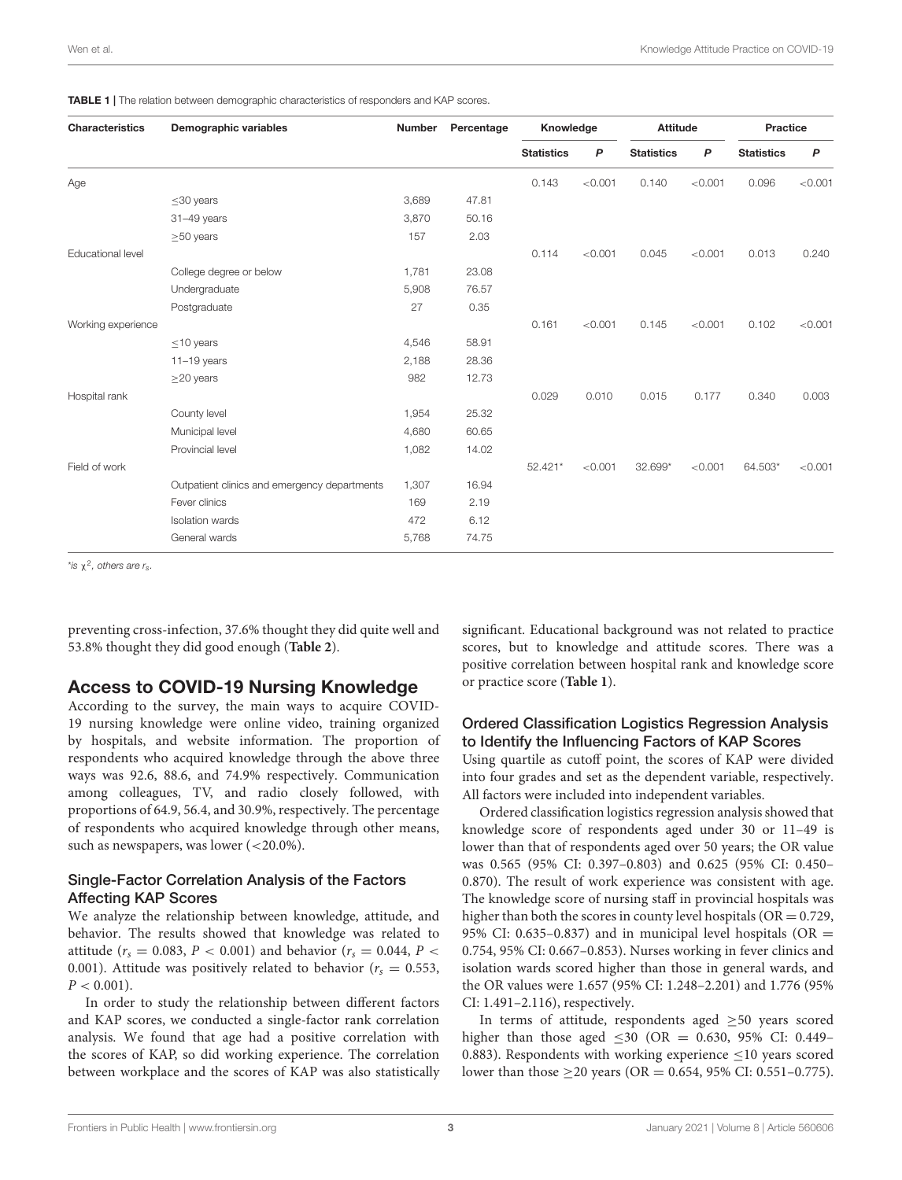**TABLE 1 |** The relation between demographic characteristics of responders and KAP scores.

| Characteristics | Demographic variables | Number | Percentage | Knowledge | | Attitude | | Practice | |
|---|---|---|---|---|---|---|---|---|---|
| | | | | Statistics | *P* | Statistics | *P* | Statistics | *P* |
| Age | | | | 0.143 | <0.001 | 0.140 | <0.001 | 0.096 | <0.001 |
| | ≤30 years | 3,689 | 47.81 | | | | | | |
| | 31–49 years | 3,870 | 50.16 | | | | | | |
| | ≥50 years | 157 | 2.03 | | | | | | |
| Educational level | | | | 0.114 | <0.001 | 0.045 | <0.001 | 0.013 | 0.240 |
| | College degree or below | 1,781 | 23.08 | | | | | | |
| | Undergraduate | 5,908 | 76.57 | | | | | | |
| | Postgraduate | 27 | 0.35 | | | | | | |
| Working experience | | | | 0.161 | <0.001 | 0.145 | <0.001 | 0.102 | <0.001 |
| | ≤10 years | 4,546 | 58.91 | | | | | | |
| | 11–19 years | 2,188 | 28.36 | | | | | | |
| | ≥20 years | 982 | 12.73 | | | | | | |
| Hospital rank | | | | 0.029 | 0.010 | 0.015 | 0.177 | 0.340 | 0.003 |
| | County level | 1,954 | 25.32 | | | | | | |
| | Municipal level | 4,680 | 60.65 | | | | | | |
| | Provincial level | 1,082 | 14.02 | | | | | | |
| Field of work | | | | 52.421* | <0.001 | 32.699* | <0.001 | 64.503* | <0.001 |
| | Outpatient clinics and emergency departments | 1,307 | 16.94 | | | | | | |
| | Fever clinics | 169 | 2.19 | | | | | | |
| | Isolation wards | 472 | 6.12 | | | | | | |
| | General wards | 5,768 | 74.75 | | | | | | |

*\*is $\chi^2$, others are $r_s$.*

preventing cross-infection, 37.6% thought they did quite well and 53.8% thought they did good enough (**Table 2**).

## Access to COVID-19 Nursing Knowledge

According to the survey, the main ways to acquire COVID-19 nursing knowledge were online video, training organized by hospitals, and website information. The proportion of respondents who acquired knowledge through the above three ways was 92.6, 88.6, and 74.9% respectively. Communication among colleagues, TV, and radio closely followed, with proportions of 64.9, 56.4, and 30.9%, respectively. The percentage of respondents who acquired knowledge through other means, such as newspapers, was lower (<20.0%).

### Single-Factor Correlation Analysis of the Factors Affecting KAP Scores

We analyze the relationship between knowledge, attitude, and behavior. The results showed that knowledge was related to attitude ($r_s = 0.083$, $P < 0.001$) and behavior ($r_s = 0.044$, $P < 0.001$). Attitude was positively related to behavior ($r_s = 0.553$, $P < 0.001$).

In order to study the relationship between different factors and KAP scores, we conducted a single-factor rank correlation analysis. We found that age had a positive correlation with the scores of KAP, so did working experience. The correlation between workplace and the scores of KAP was also statistically significant. Educational background was not related to practice scores, but to knowledge and attitude scores. There was a positive correlation between hospital rank and knowledge score or practice score (**Table 1**).

### Ordered Classification Logistics Regression Analysis to Identify the Influencing Factors of KAP Scores

Using quartile as cutoff point, the scores of KAP were divided into four grades and set as the dependent variable, respectively. All factors were included into independent variables.

Ordered classification logistics regression analysis showed that knowledge score of respondents aged under 30 or 11–49 is lower than that of respondents aged over 50 years; the OR value was 0.565 (95% CI: 0.397–0.803) and 0.625 (95% CI: 0.450–0.870). The result of work experience was consistent with age. The knowledge score of nursing staff in provincial hospitals was higher than both the scores in county level hospitals (OR = 0.729, 95% CI: 0.635–0.837) and in municipal level hospitals (OR = 0.754, 95% CI: 0.667–0.853). Nurses working in fever clinics and isolation wards scored higher than those in general wards, and the OR values were 1.657 (95% CI: 1.248–2.201) and 1.776 (95% CI: 1.491–2.116), respectively.

In terms of attitude, respondents aged ≥50 years scored higher than those aged ≤30 (OR = 0.630, 95% CI: 0.449–0.883). Respondents with working experience ≤10 years scored lower than those ≥20 years (OR = 0.654, 95% CI: 0.551–0.775).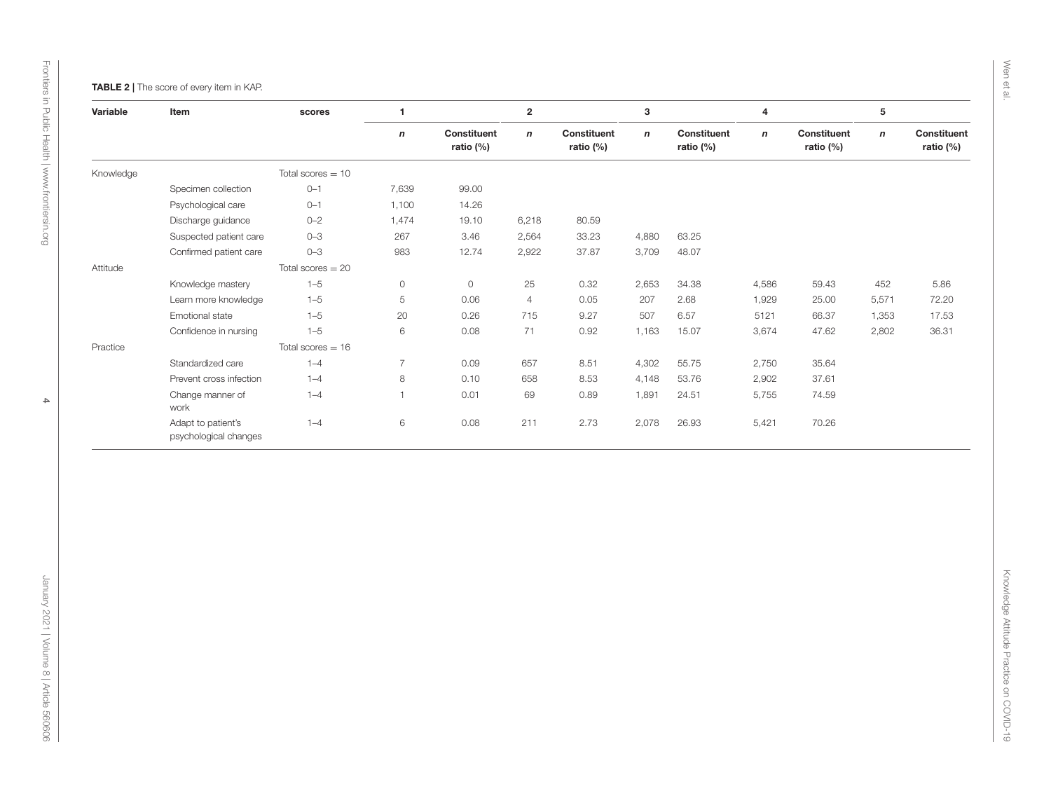**TABLE 2 |** The score of every item in KAP.

| Variable | Item | scores | 1 | | 2 | | 3 | | 4 | | 5 | |
|---|---|---|---|---|---|---|---|---|---|---|---|---|
| | | | *n* | Constituent ratio (%) | *n* | Constituent ratio (%) | *n* | Constituent ratio (%) | *n* | Constituent ratio (%) | *n* | Constituent ratio (%) |
| Knowledge | | Total scores = 10 | | | | | | | | | | |
| | Specimen collection | 0–1 | 7,639 | 99.00 | | | | | | | | |
| | Psychological care | 0–1 | 1,100 | 14.26 | | | | | | | | |
| | Discharge guidance | 0–2 | 1,474 | 19.10 | 6,218 | 80.59 | | | | | | |
| | Suspected patient care | 0–3 | 267 | 3.46 | 2,564 | 33.23 | 4,880 | 63.25 | | | | |
| | Confirmed patient care | 0–3 | 983 | 12.74 | 2,922 | 37.87 | 3,709 | 48.07 | | | | |
| Attitude | | Total scores = 20 | | | | | | | | | | |
| | Knowledge mastery | 1–5 | 0 | 0 | 25 | 0.32 | 2,653 | 34.38 | 4,586 | 59.43 | 452 | 5.86 |
| | Learn more knowledge | 1–5 | 5 | 0.06 | 4 | 0.05 | 207 | 2.68 | 1,929 | 25.00 | 5,571 | 72.20 |
| | Emotional state | 1–5 | 20 | 0.26 | 715 | 9.27 | 507 | 6.57 | 5121 | 66.37 | 1,353 | 17.53 |
| | Confidence in nursing | 1–5 | 6 | 0.08 | 71 | 0.92 | 1,163 | 15.07 | 3,674 | 47.62 | 2,802 | 36.31 |
| Practice | | Total scores = 16 | | | | | | | | | | |
| | Standardized care | 1–4 | 7 | 0.09 | 657 | 8.51 | 4,302 | 55.75 | 2,750 | 35.64 | | |
| | Prevent cross infection | 1–4 | 8 | 0.10 | 658 | 8.53 | 4,148 | 53.76 | 2,902 | 37.61 | | |
| | Change manner of work | 1–4 | 1 | 0.01 | 69 | 0.89 | 1,891 | 24.51 | 5,755 | 74.59 | | |
| | Adapt to patient's psychological changes | 1–4 | 6 | 0.08 | 211 | 2.73 | 2,078 | 26.93 | 5,421 | 70.26 | | |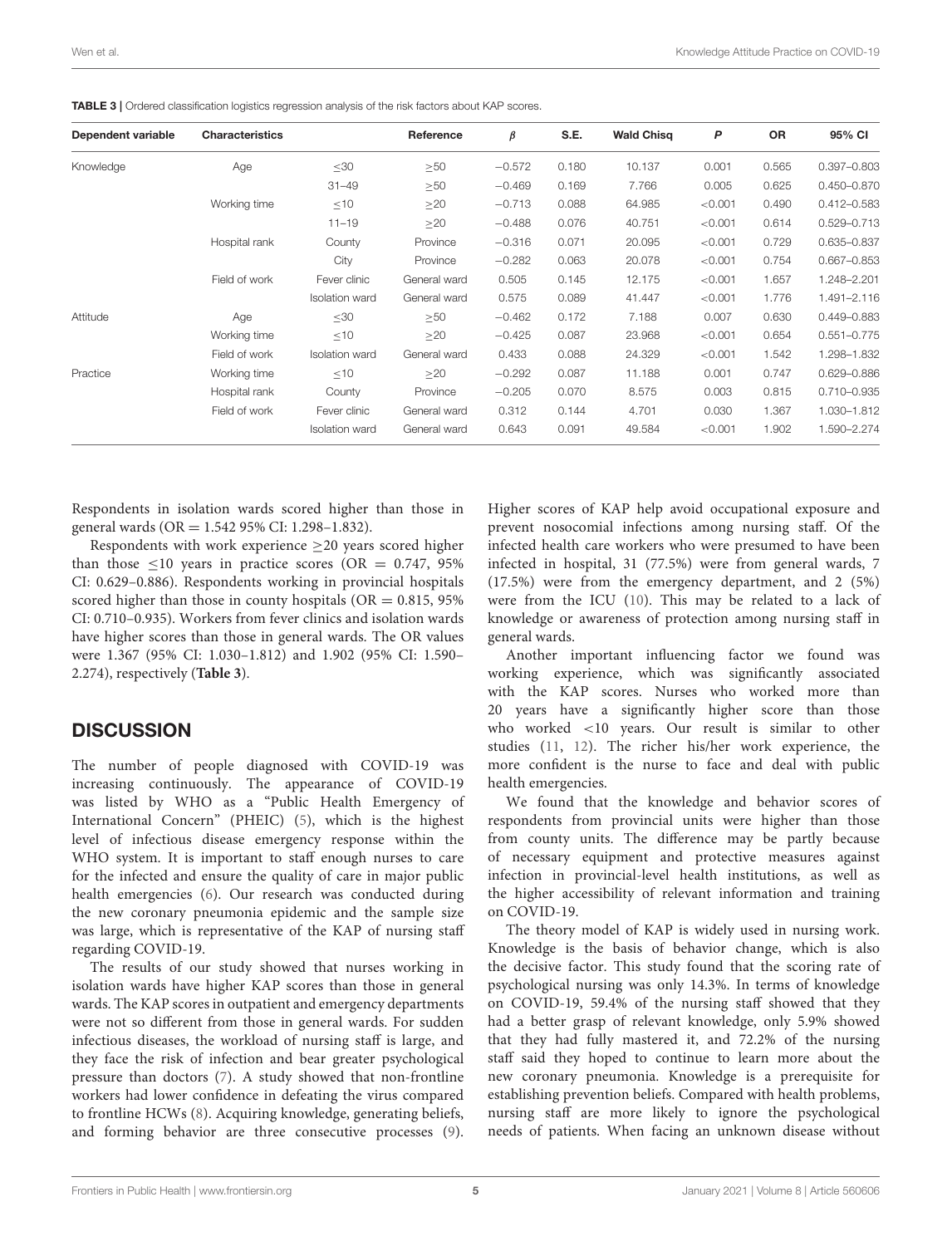**TABLE 3 |** Ordered classification logistics regression analysis of the risk factors about KAP scores.

| Dependent variable | Characteristics | | Reference | $\beta$ | S.E. | Wald Chisq | P | OR | 95% CI |
|---|---|---|---|---|---|---|---|---|---|
| Knowledge | Age | ≤30 | ≥50 | −0.572 | 0.180 | 10.137 | 0.001 | 0.565 | 0.397–0.803 |
| | | 31–49 | ≥50 | −0.469 | 0.169 | 7.766 | 0.005 | 0.625 | 0.450–0.870 |
| | Working time | ≤10 | ≥20 | −0.713 | 0.088 | 64.985 | <0.001 | 0.490 | 0.412–0.583 |
| | | 11–19 | ≥20 | −0.488 | 0.076 | 40.751 | <0.001 | 0.614 | 0.529–0.713 |
| | Hospital rank | County | Province | −0.316 | 0.071 | 20.095 | <0.001 | 0.729 | 0.635–0.837 |
| | | City | Province | −0.282 | 0.063 | 20.078 | <0.001 | 0.754 | 0.667–0.853 |
| | Field of work | Fever clinic | General ward | 0.505 | 0.145 | 12.175 | <0.001 | 1.657 | 1.248–2.201 |
| | | Isolation ward | General ward | 0.575 | 0.089 | 41.447 | <0.001 | 1.776 | 1.491–2.116 |
| Attitude | Age | ≤30 | ≥50 | −0.462 | 0.172 | 7.188 | 0.007 | 0.630 | 0.449–0.883 |
| | Working time | ≤10 | ≥20 | −0.425 | 0.087 | 23.968 | <0.001 | 0.654 | 0.551–0.775 |
| | Field of work | Isolation ward | General ward | 0.433 | 0.088 | 24.329 | <0.001 | 1.542 | 1.298–1.832 |
| Practice | Working time | ≤10 | ≥20 | −0.292 | 0.087 | 11.188 | 0.001 | 0.747 | 0.629–0.886 |
| | Hospital rank | County | Province | −0.205 | 0.070 | 8.575 | 0.003 | 0.815 | 0.710–0.935 |
| | Field of work | Fever clinic | General ward | 0.312 | 0.144 | 4.701 | 0.030 | 1.367 | 1.030–1.812 |
| | | Isolation ward | General ward | 0.643 | 0.091 | 49.584 | <0.001 | 1.902 | 1.590–2.274 |

Respondents in isolation wards scored higher than those in general wards (OR = 1.542 95% CI: 1.298–1.832).

Respondents with work experience ≥20 years scored higher than those ≤10 years in practice scores (OR = 0.747, 95% CI: 0.629–0.886). Respondents working in provincial hospitals scored higher than those in county hospitals (OR = 0.815, 95% CI: 0.710–0.935). Workers from fever clinics and isolation wards have higher scores than those in general wards. The OR values were 1.367 (95% CI: 1.030–1.812) and 1.902 (95% CI: 1.590–2.274), respectively (**Table 3**).

## DISCUSSION

The number of people diagnosed with COVID-19 was increasing continuously. The appearance of COVID-19 was listed by WHO as a "Public Health Emergency of International Concern" (PHEIC) (5), which is the highest level of infectious disease emergency response within the WHO system. It is important to staff enough nurses to care for the infected and ensure the quality of care in major public health emergencies (6). Our research was conducted during the new coronary pneumonia epidemic and the sample size was large, which is representative of the KAP of nursing staff regarding COVID-19.

The results of our study showed that nurses working in isolation wards have higher KAP scores than those in general wards. The KAP scores in outpatient and emergency departments were not so different from those in general wards. For sudden infectious diseases, the workload of nursing staff is large, and they face the risk of infection and bear greater psychological pressure than doctors (7). A study showed that non-frontline workers had lower confidence in defeating the virus compared to frontline HCWs (8). Acquiring knowledge, generating beliefs, and forming behavior are three consecutive processes (9). Higher scores of KAP help avoid occupational exposure and prevent nosocomial infections among nursing staff. Of the infected health care workers who were presumed to have been infected in hospital, 31 (77.5%) were from general wards, 7 (17.5%) were from the emergency department, and 2 (5%) were from the ICU (10). This may be related to a lack of knowledge or awareness of protection among nursing staff in general wards.

Another important influencing factor we found was working experience, which was significantly associated with the KAP scores. Nurses who worked more than 20 years have a significantly higher score than those who worked <10 years. Our result is similar to other studies (11, 12). The richer his/her work experience, the more confident is the nurse to face and deal with public health emergencies.

We found that the knowledge and behavior scores of respondents from provincial units were higher than those from county units. The difference may be partly because of necessary equipment and protective measures against infection in provincial-level health institutions, as well as the higher accessibility of relevant information and training on COVID-19.

The theory model of KAP is widely used in nursing work. Knowledge is the basis of behavior change, which is also the decisive factor. This study found that the scoring rate of psychological nursing was only 14.3%. In terms of knowledge on COVID-19, 59.4% of the nursing staff showed that they had a better grasp of relevant knowledge, only 5.9% showed that they had fully mastered it, and 72.2% of the nursing staff said they hoped to continue to learn more about the new coronary pneumonia. Knowledge is a prerequisite for establishing prevention beliefs. Compared with health problems, nursing staff are more likely to ignore the psychological needs of patients. When facing an unknown disease without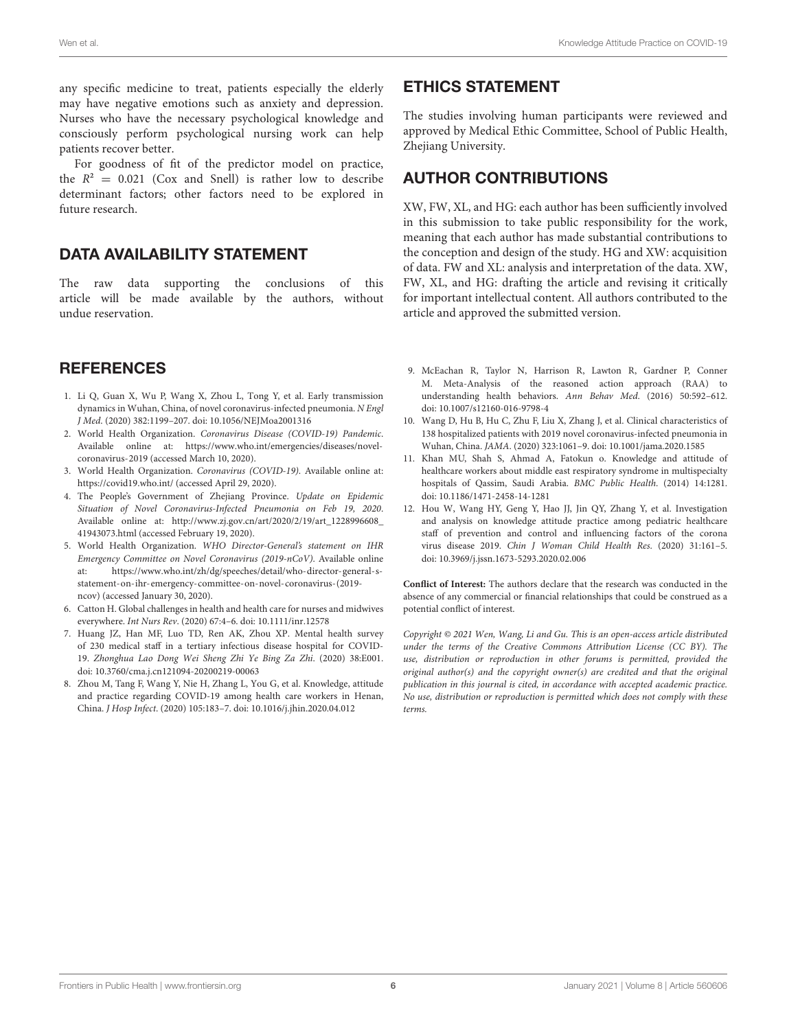any specific medicine to treat, patients especially the elderly may have negative emotions such as anxiety and depression. Nurses who have the necessary psychological knowledge and consciously perform psychological nursing work can help patients recover better.

For goodness of fit of the predictor model on practice, the $R^2 = 0.021$ (Cox and Snell) is rather low to describe determinant factors; other factors need to be explored in future research.

## DATA AVAILABILITY STATEMENT

The raw data supporting the conclusions of this article will be made available by the authors, without undue reservation.

## ETHICS STATEMENT

The studies involving human participants were reviewed and approved by Medical Ethic Committee, School of Public Health, Zhejiang University.

## AUTHOR CONTRIBUTIONS

XW, FW, XL, and HG: each author has been sufficiently involved in this submission to take public responsibility for the work, meaning that each author has made substantial contributions to the conception and design of the study. HG and XW: acquisition of data. FW and XL: analysis and interpretation of the data. XW, FW, XL, and HG: drafting the article and revising it critically for important intellectual content. All authors contributed to the article and approved the submitted version.

## REFERENCES

1. Li Q, Guan X, Wu P, Wang X, Zhou L, Tong Y, et al. Early transmission dynamics in Wuhan, China, of novel coronavirus-infected pneumonia. *N Engl J Med*. (2020) 382:1199–207. doi: 10.1056/NEJMoa2001316
2. World Health Organization. *Coronavirus Disease (COVID-19) Pandemic*. Available online at: https://www.who.int/emergencies/diseases/novel-coronavirus-2019 (accessed March 10, 2020).
3. World Health Organization. *Coronavirus (COVID-19)*. Available online at: https://covid19.who.int/ (accessed April 29, 2020).
4. The People's Government of Zhejiang Province. *Update on Epidemic Situation of Novel Coronavirus-Infected Pneumonia on Feb 19, 2020*. Available online at: http://www.zj.gov.cn/art/2020/2/19/art_1228996608_41943073.html (accessed February 19, 2020).
5. World Health Organization. *WHO Director-General's statement on IHR Emergency Committee on Novel Coronavirus (2019-nCoV)*. Available online at: https://www.who.int/zh/dg/speeches/detail/who-director-general-s-statement-on-ihr-emergency-committee-on-novel-coronavirus-(2019-ncov) (accessed January 30, 2020).
6. Catton H. Global challenges in health and health care for nurses and midwives everywhere. *Int Nurs Rev*. (2020) 67:4–6. doi: 10.1111/inr.12578
7. Huang JZ, Han MF, Luo TD, Ren AK, Zhou XP. Mental health survey of 230 medical staff in a tertiary infectious disease hospital for COVID-19. *Zhonghua Lao Dong Wei Sheng Zhi Ye Bing Za Zhi*. (2020) 38:E001. doi: 10.3760/cma.j.cn121094-20200219-00063
8. Zhou M, Tang F, Wang Y, Nie H, Zhang L, You G, et al. Knowledge, attitude and practice regarding COVID-19 among health care workers in Henan, China. *J Hosp Infect*. (2020) 105:183–7. doi: 10.1016/j.jhin.2020.04.012
9. McEachan R, Taylor N, Harrison R, Lawton R, Gardner P, Conner M. Meta-Analysis of the reasoned action approach (RAA) to understanding health behaviors. *Ann Behav Med*. (2016) 50:592–612. doi: 10.1007/s12160-016-9798-4
10. Wang D, Hu B, Hu C, Zhu F, Liu X, Zhang J, et al. Clinical characteristics of 138 hospitalized patients with 2019 novel coronavirus-infected pneumonia in Wuhan, China. *JAMA*. (2020) 323:1061–9. doi: 10.1001/jama.2020.1585
11. Khan MU, Shah S, Ahmad A, Fatokun o. Knowledge and attitude of healthcare workers about middle east respiratory syndrome in multispecialty hospitals of Qassim, Saudi Arabia. *BMC Public Health*. (2014) 14:1281. doi: 10.1186/1471-2458-14-1281
12. Hou W, Wang HY, Geng Y, Hao JJ, Jin QY, Zhang Y, et al. Investigation and analysis on knowledge attitude practice among pediatric healthcare staff of prevention and control and influencing factors of the corona virus disease 2019. *Chin J Woman Child Health Res*. (2020) 31:161–5. doi: 10.3969/j.jssn.1673-5293.2020.02.006

**Conflict of Interest:** The authors declare that the research was conducted in the absence of any commercial or financial relationships that could be construed as a potential conflict of interest.

*Copyright © 2021 Wen, Wang, Li and Gu. This is an open-access article distributed under the terms of the Creative Commons Attribution License (CC BY). The use, distribution or reproduction in other forums is permitted, provided the original author(s) and the copyright owner(s) are credited and that the original publication in this journal is cited, in accordance with accepted academic practice. No use, distribution or reproduction is permitted which does not comply with these terms.*